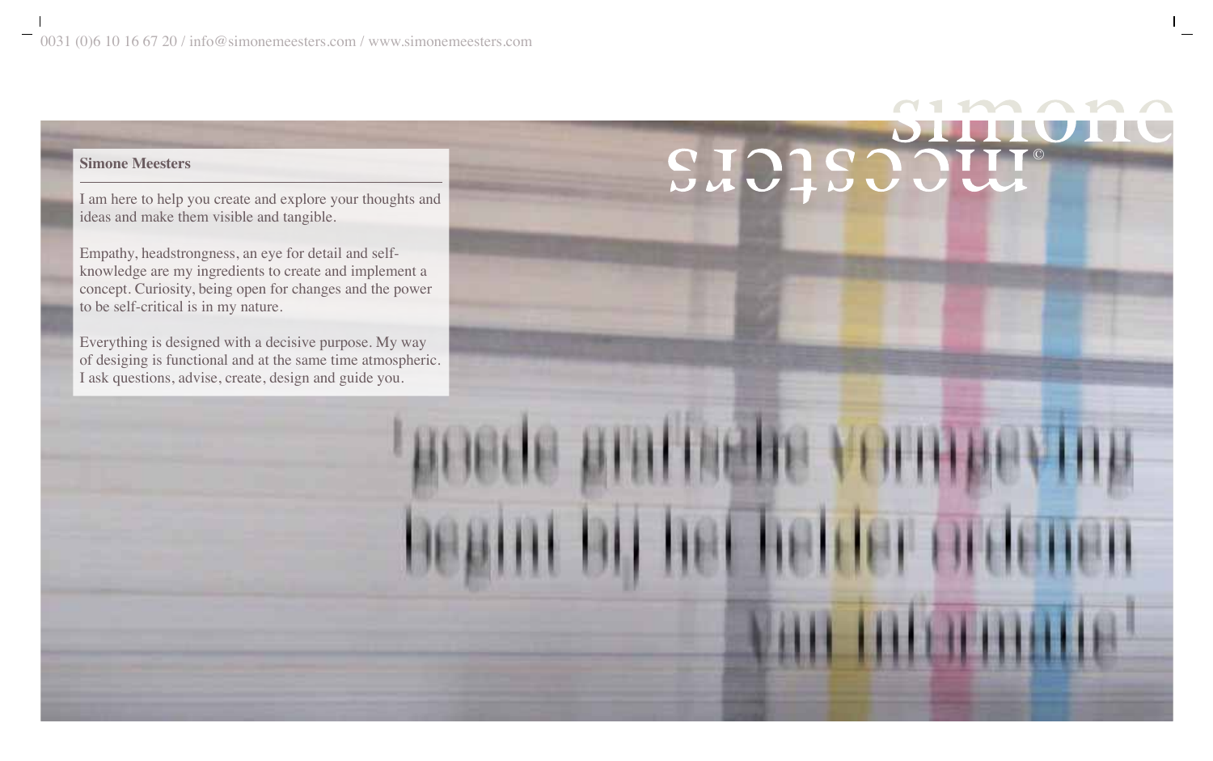0031 (0)6 10 16 67 20 / info@simonemeesters.com / www.simonemeesters.com

simone meesters©

**Simone Meesters**

I am here to help you create and explore your thoughts and ideas and make them visible and tangible.

Empathy, headstrongness, an eye for detail and self-knowledge are my ingredients to create and implement a concept. Curiosity, being open for changes and the power to be self-critical is in my nature.

Everything is designed with a decisive purpose. My way of desiging is functional and at the same time atmospheric. I ask questions, advise, create, design and guide you.

'goede grafische vormgeving begint bij het helder ordenen van informatie'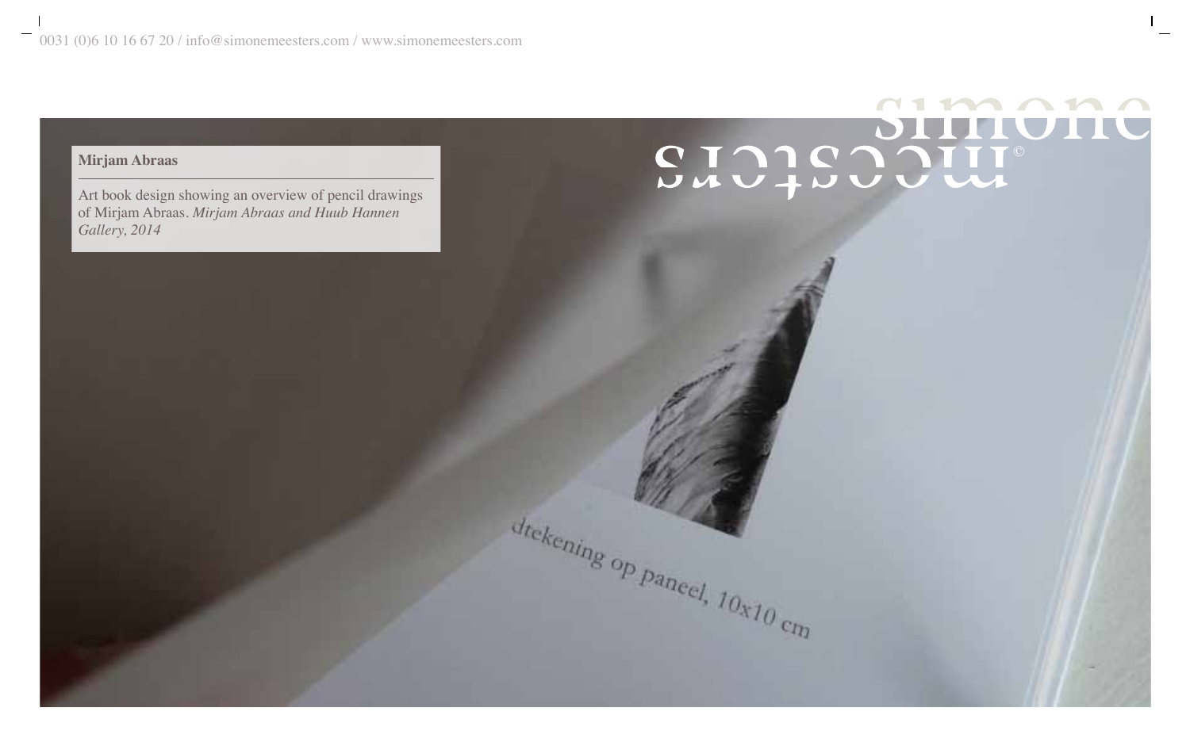**Mirjam Abraas**

Art book design showing an overview of pencil drawings of Mirjam Abraas. *Mirjam Abraas and Huub Hannen Gallery, 2014*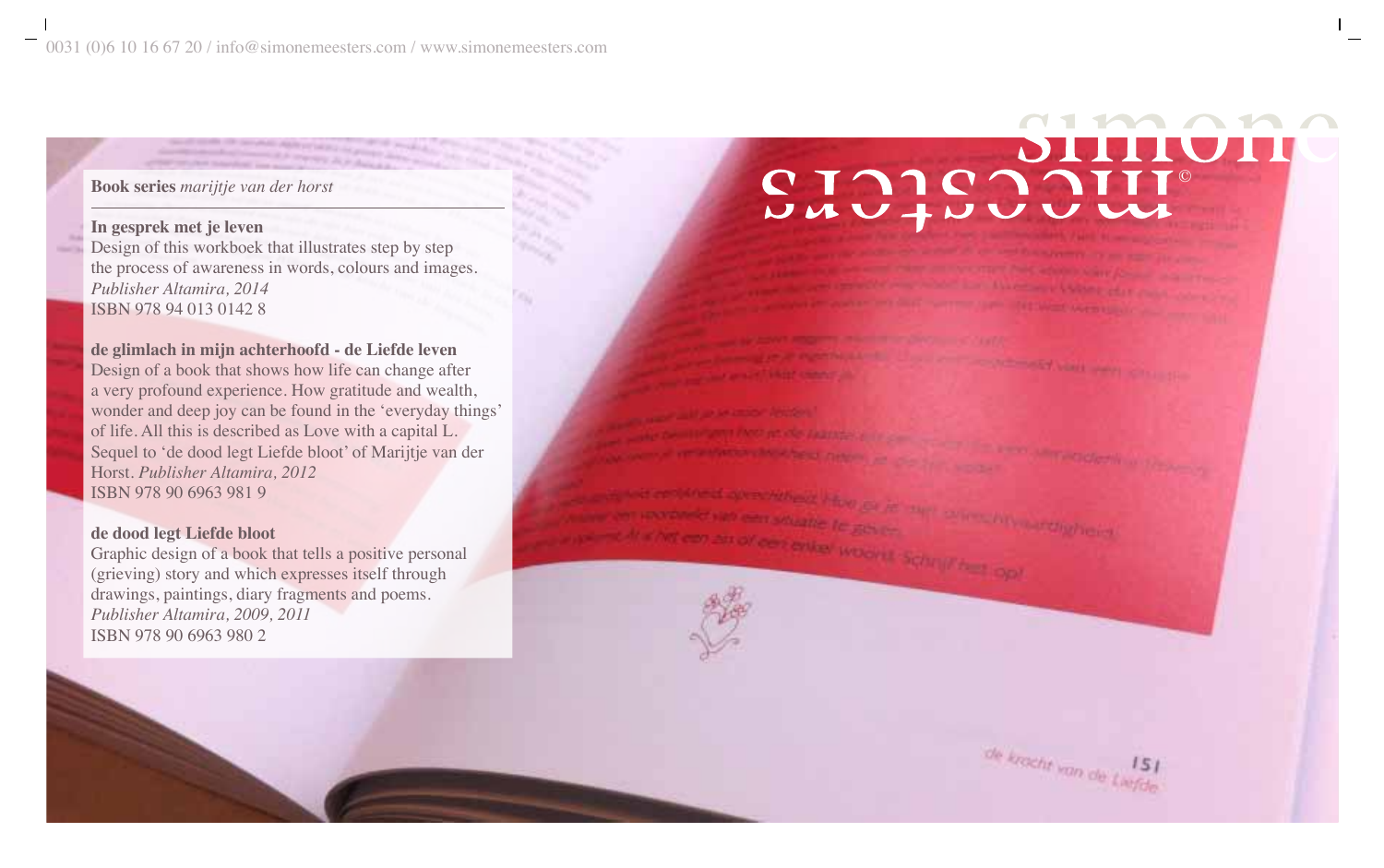**Book series** *marijtje van der horst*

**In gesprek met je leven**
Design of this workboek that illustrates step by step the process of awareness in words, colours and images.
*Publisher Altamira, 2014*
ISBN 978 94 013 0142 8

**de glimlach in mijn achterhoofd - de Liefde leven**
Design of a book that shows how life can change after a very profound experience. How gratitude and wealth, wonder and deep joy can be found in the 'everyday things' of life. All this is described as Love with a capital L. Sequel to 'de dood legt Liefde bloot' of Marijtje van der Horst. *Publisher Altamira, 2012*
ISBN 978 90 6963 981 9

**de dood legt Liefde bloot**
Graphic design of a book that tells a positive personal (grieving) story and which expresses itself through drawings, paintings, diary fragments and poems.
*Publisher Altamira, 2009, 2011*
ISBN 978 90 6963 980 2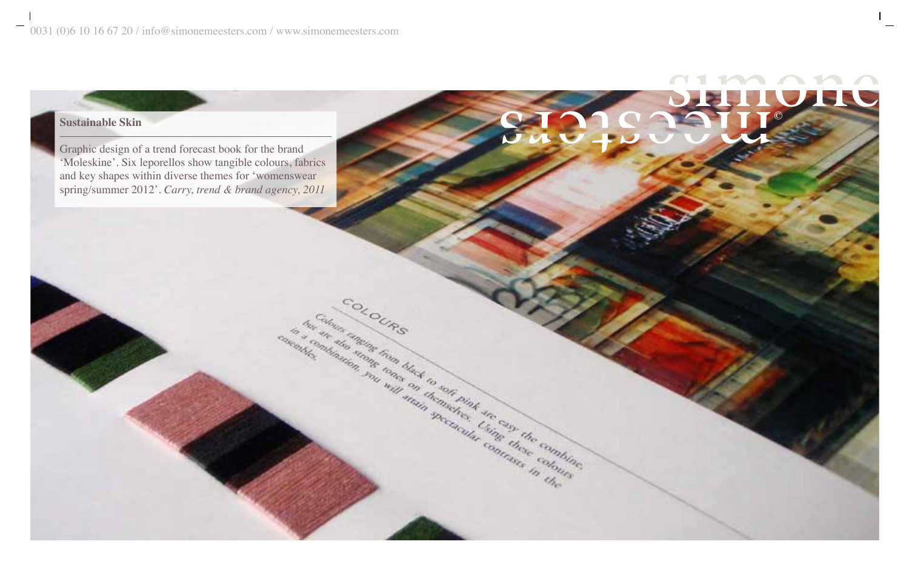**Sustainable Skin**

Graphic design of a trend forecast book for the brand 'Moleskine'. Six leporellos show tangible colours, fabrics and key shapes within diverse themes for 'womenswear spring/summer 2012'. *Carry, trend & brand agency, 2011*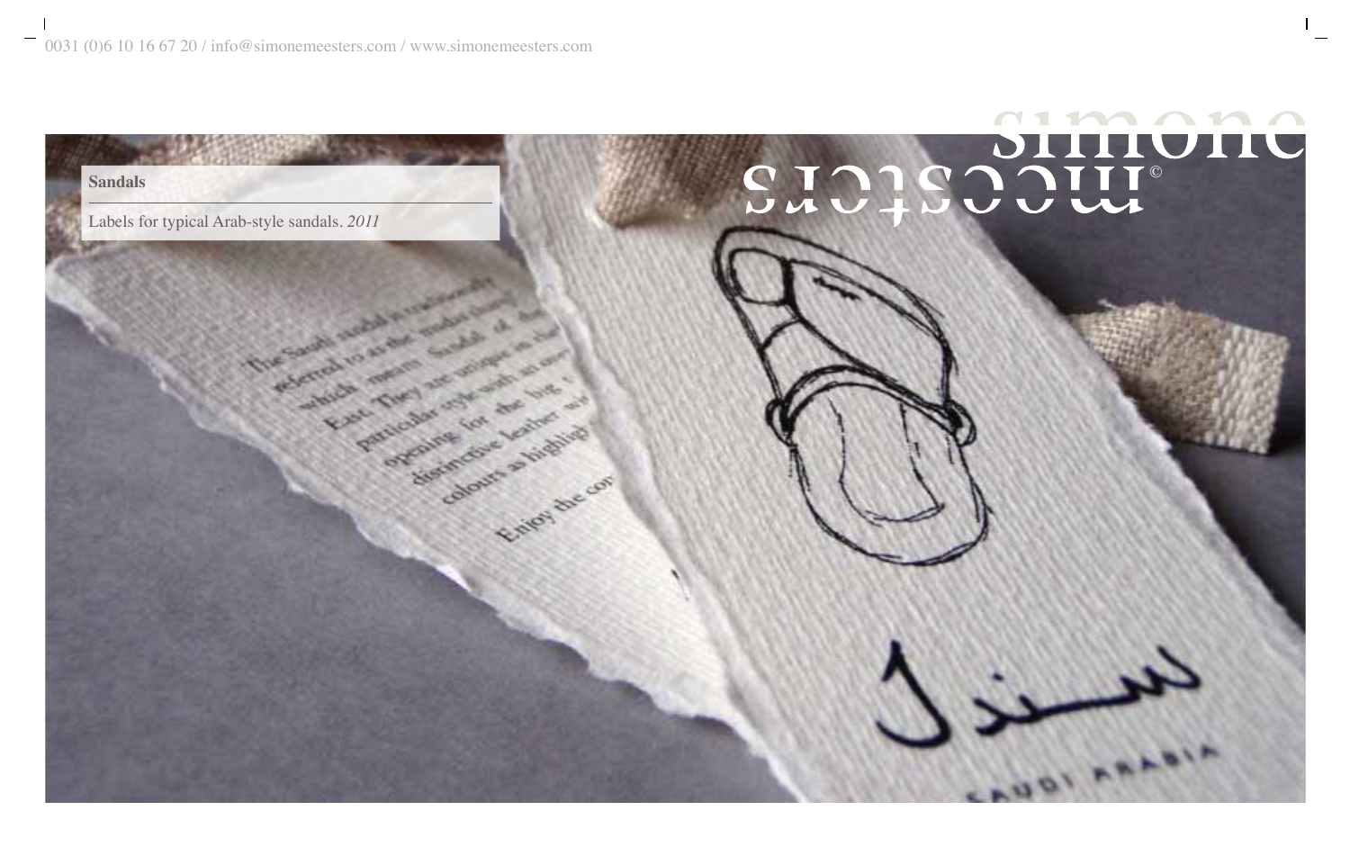**Sandals**

Labels for typical Arab-style sandals. *2011*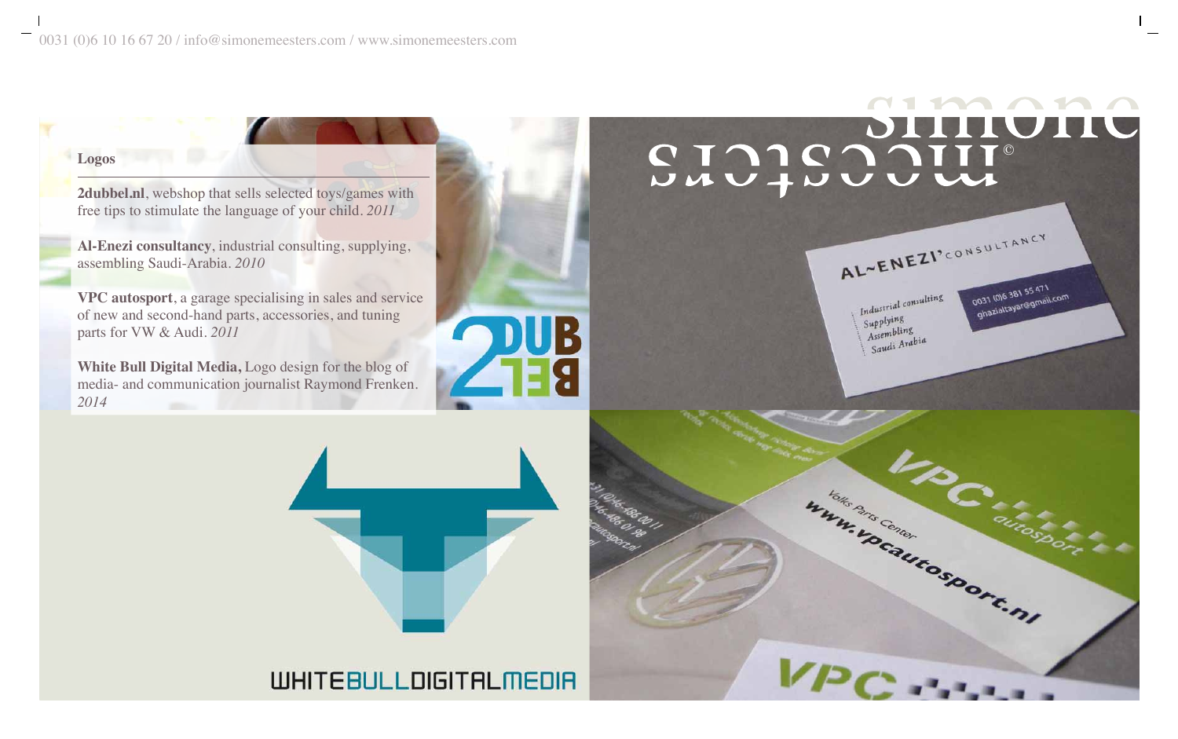## Logos

**2dubbel.nl**, webshop that sells selected toys/games with free tips to stimulate the language of your child. *2011*

**Al-Enezi consultancy**, industrial consulting, supplying, assembling Saudi-Arabia. *2010*

**VPC autosport**, a garage specialising in sales and service of new and second-hand parts, accessories, and tuning parts for VW & Audi. *2011*

**White Bull Digital Media,** Logo design for the blog of media- and communication journalist Raymond Frenken. *2014*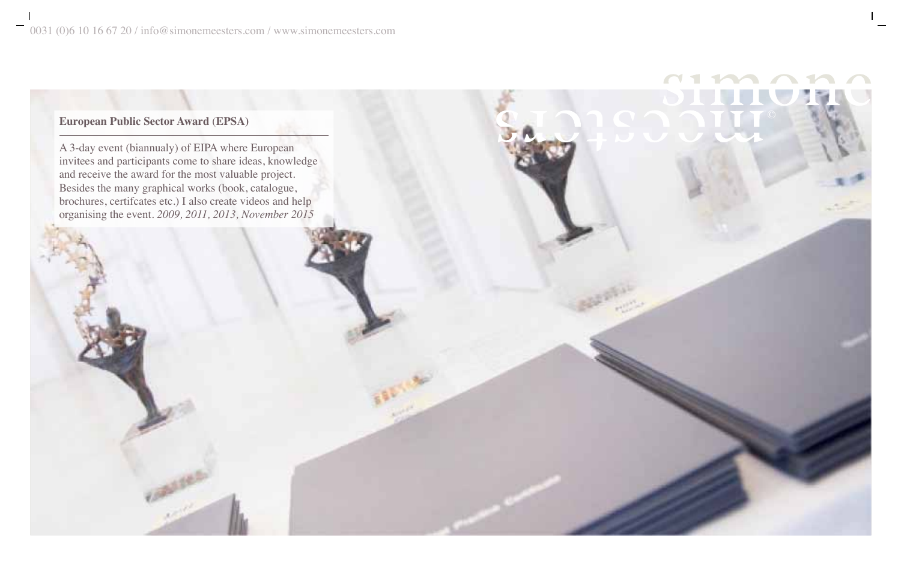## European Public Sector Award (EPSA)

A 3-day event (biannualy) of EIPA where European invitees and participants come to share ideas, knowledge and receive the award for the most valuable project. Besides the many graphical works (book, catalogue, brochures, certifcates etc.) I also create videos and help organising the event. *2009, 2011, 2013, November 2015*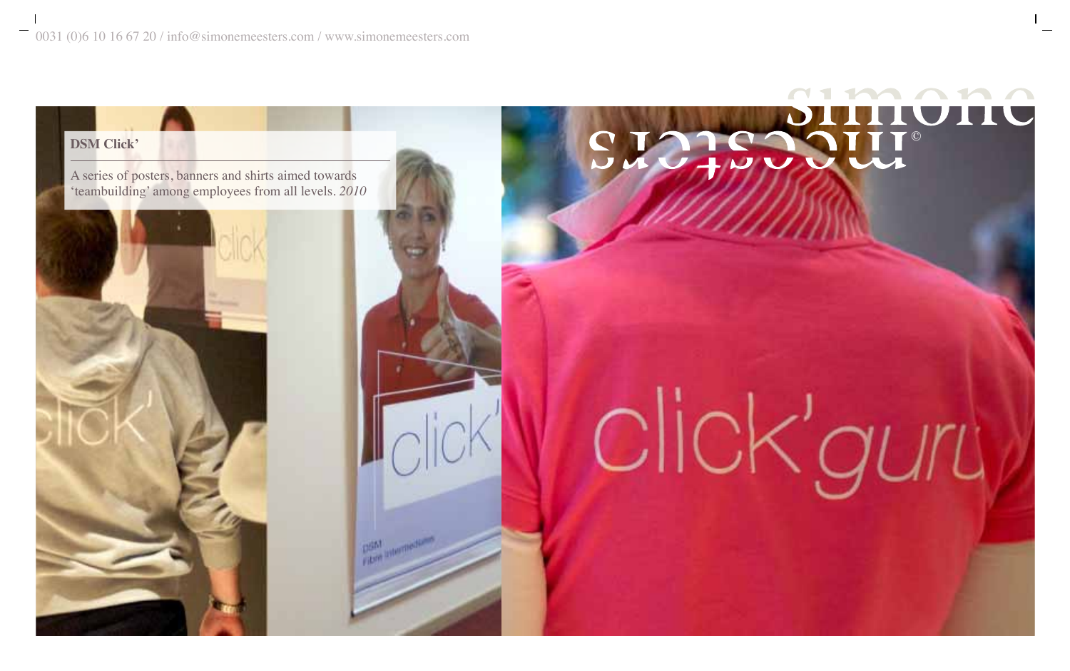**DSM Click'**

A series of posters, banners and shirts aimed towards 'teambuilding' among employees from all levels. *2010*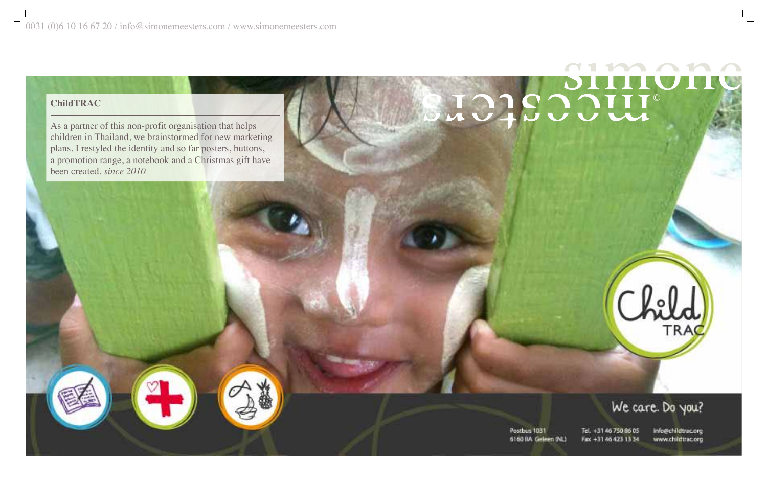0031 (0)6 10 16 67 20 / info@simonemeesters.com / www.simonemeesters.com

simone meesters©

**ChildTRAC**

As a partner of this non-profit organisation that helps children in Thailand, we brainstormed for new marketing plans. I restyled the identity and so far posters, buttons, a promotion range, a notebook and a Christmas gift have been created. *since 2010*

Child TRAC

We care. Do you?

Postbus 1031
6160 BA Geleen (NL)

Tel. +31 46 750 86 05
Fax +31 46 423 13 34

info@childtrac.org
www.childtrac.org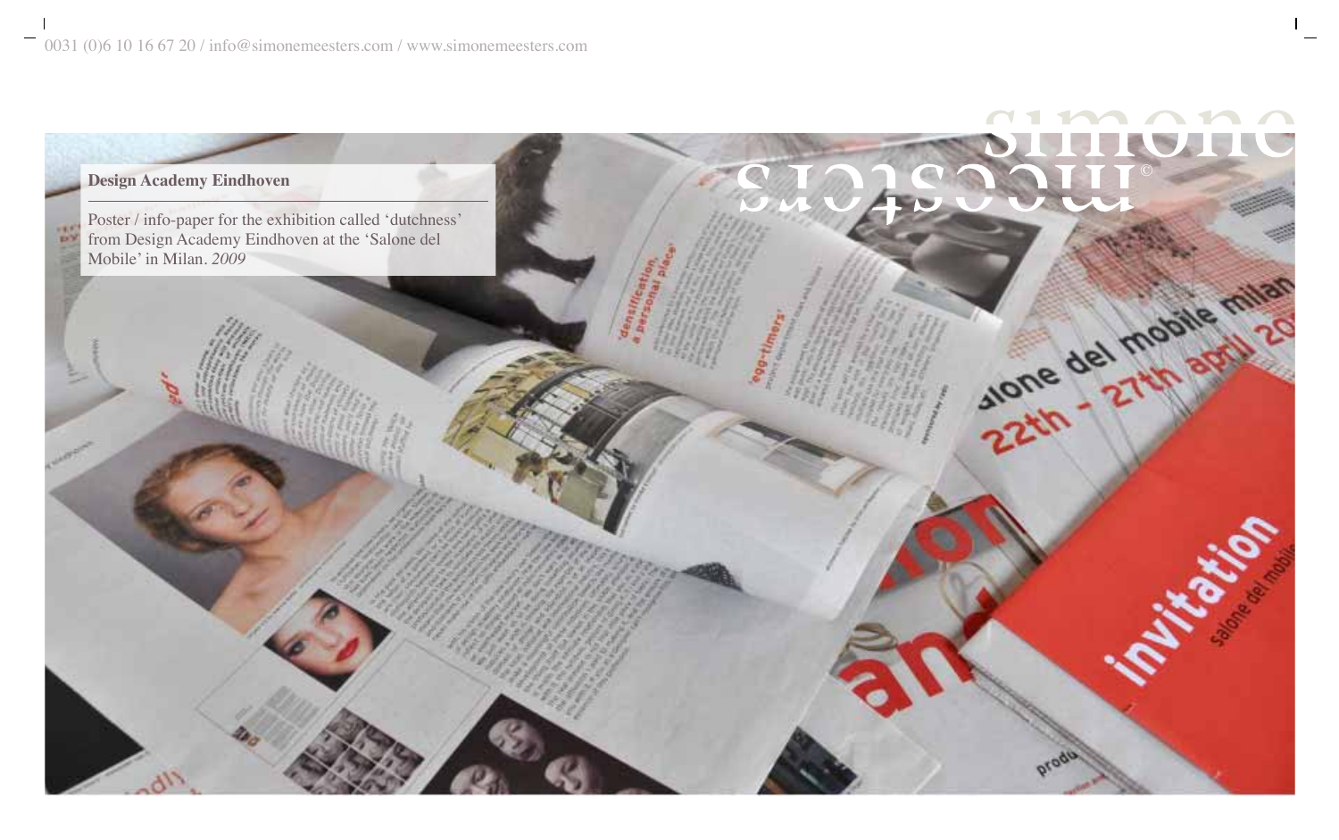0031 (0)6 10 16 67 20 / info@simonemeesters.com / www.simonemeesters.com

**Design Academy Eindhoven**

Poster / info-paper for the exhibition called 'dutchness' from Design Academy Eindhoven at the 'Salone del Mobile' in Milan. *2009*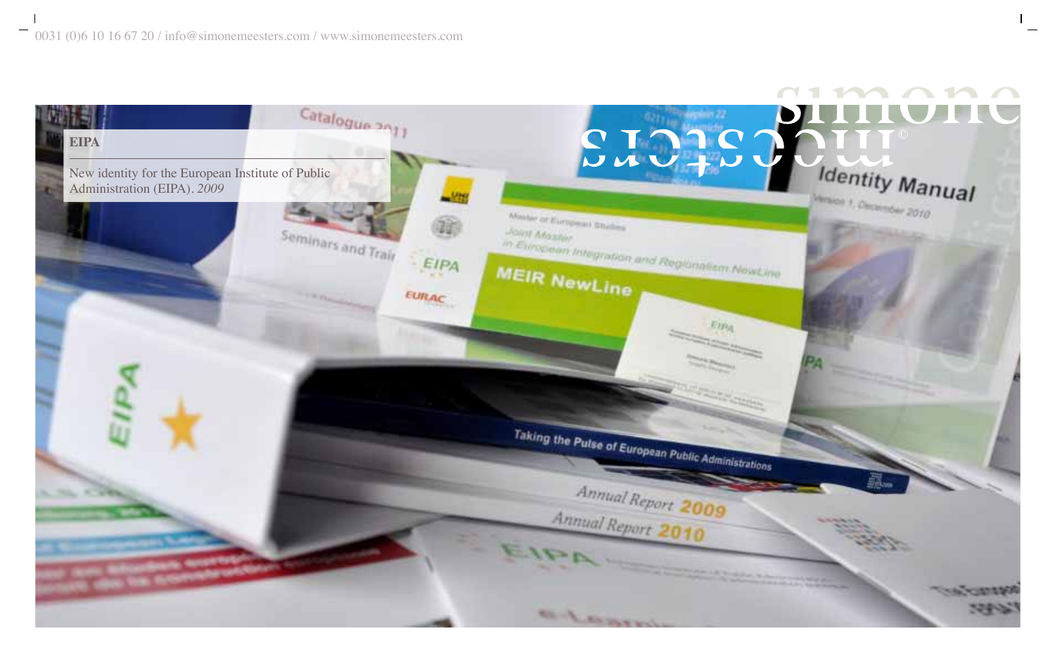**EIPA**

New identity for the European Institute of Public Administration (EIPA). *2009*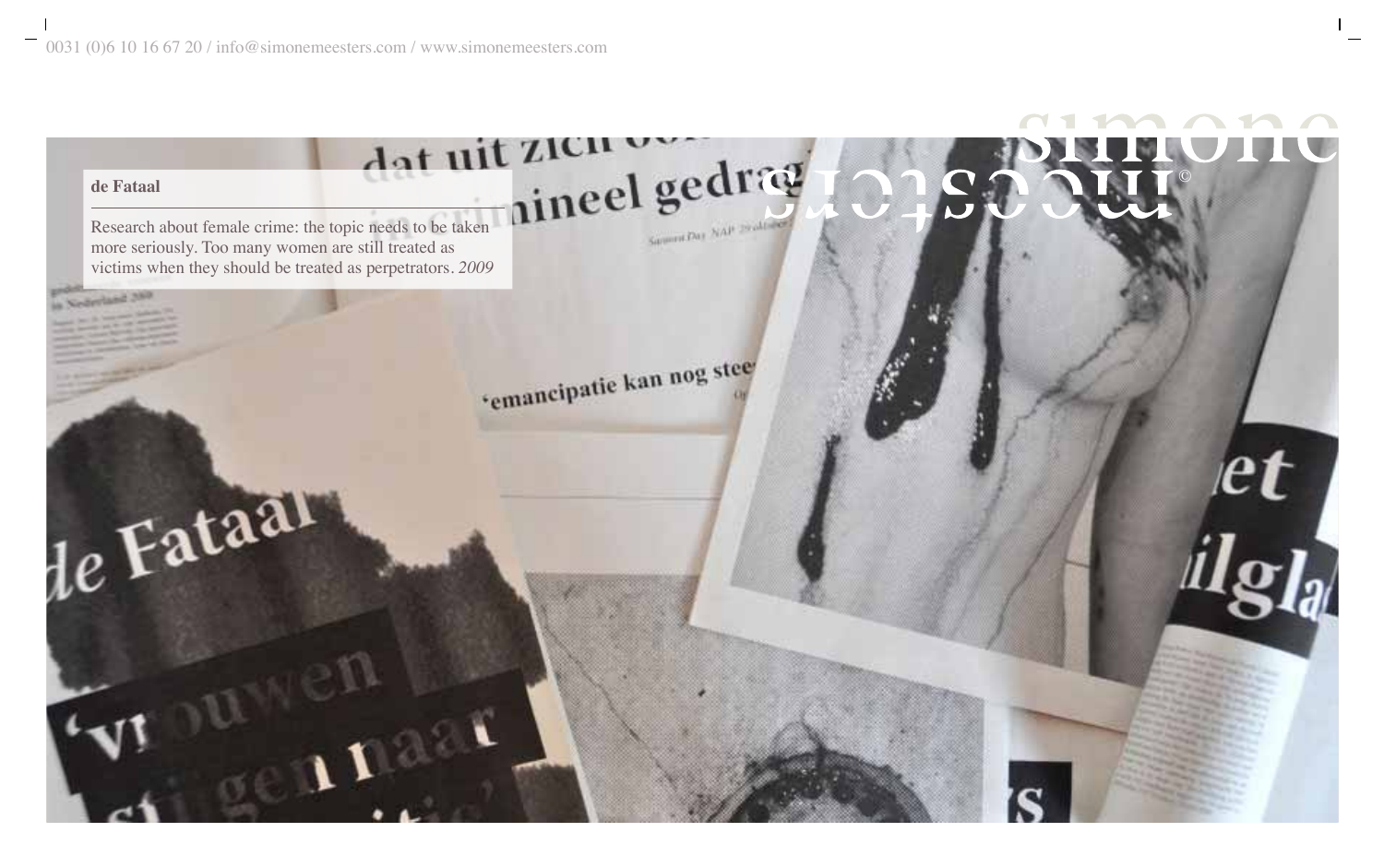0031 (0)6 10 16 67 20 / info@simonemeesters.com / www.simonemeesters.com

simone meesters©

**de Fataal**

Research about female crime: the topic needs to be taken more seriously. Too many women are still treated as victims when they should be treated as perpetrators. *2009*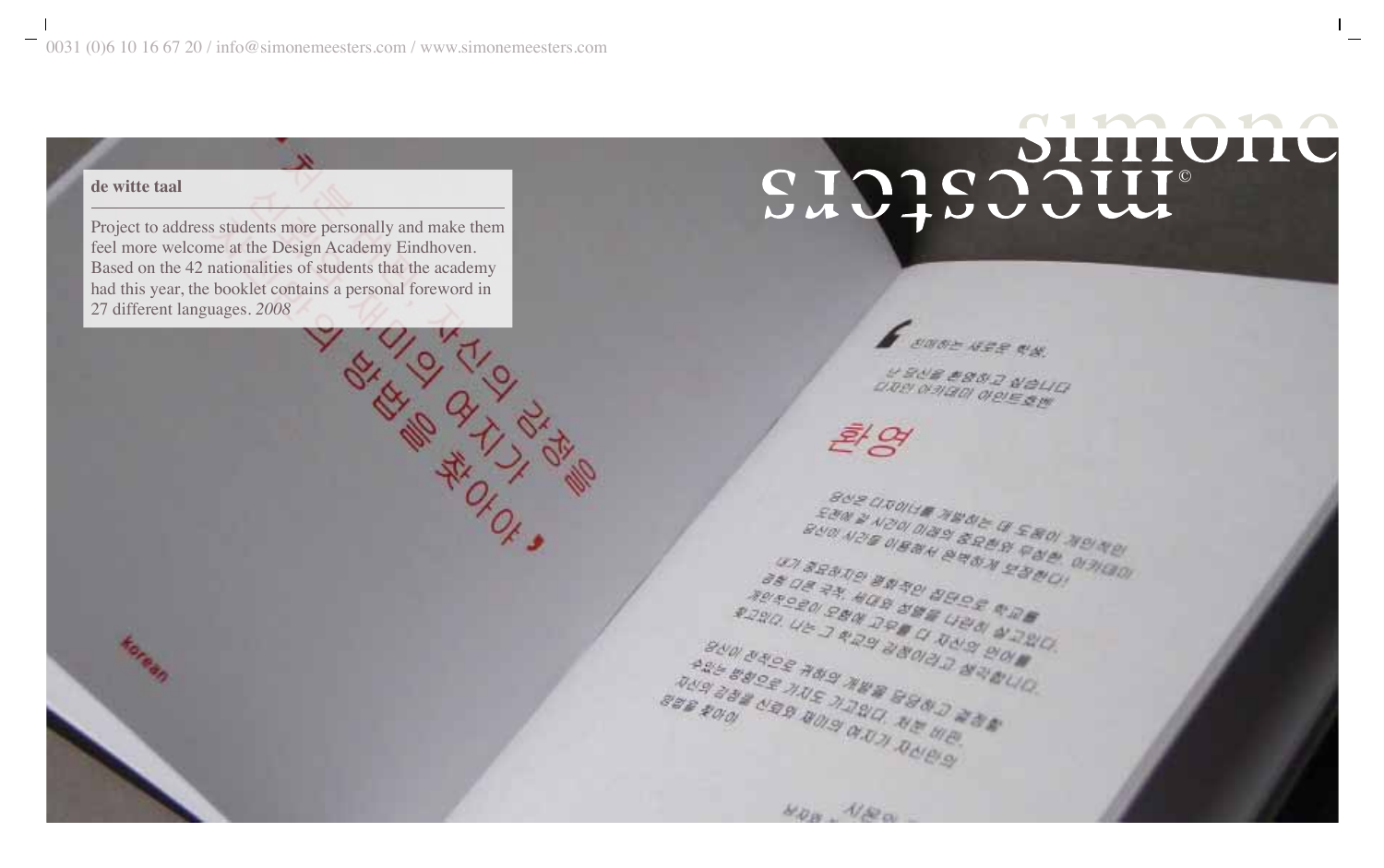**de witte taal**

Project to address students more personally and make them feel more welcome at the Design Academy Eindhoven. Based on the 42 nationalities of students that the academy had this year, the booklet contains a personal foreword in 27 different languages. *2008*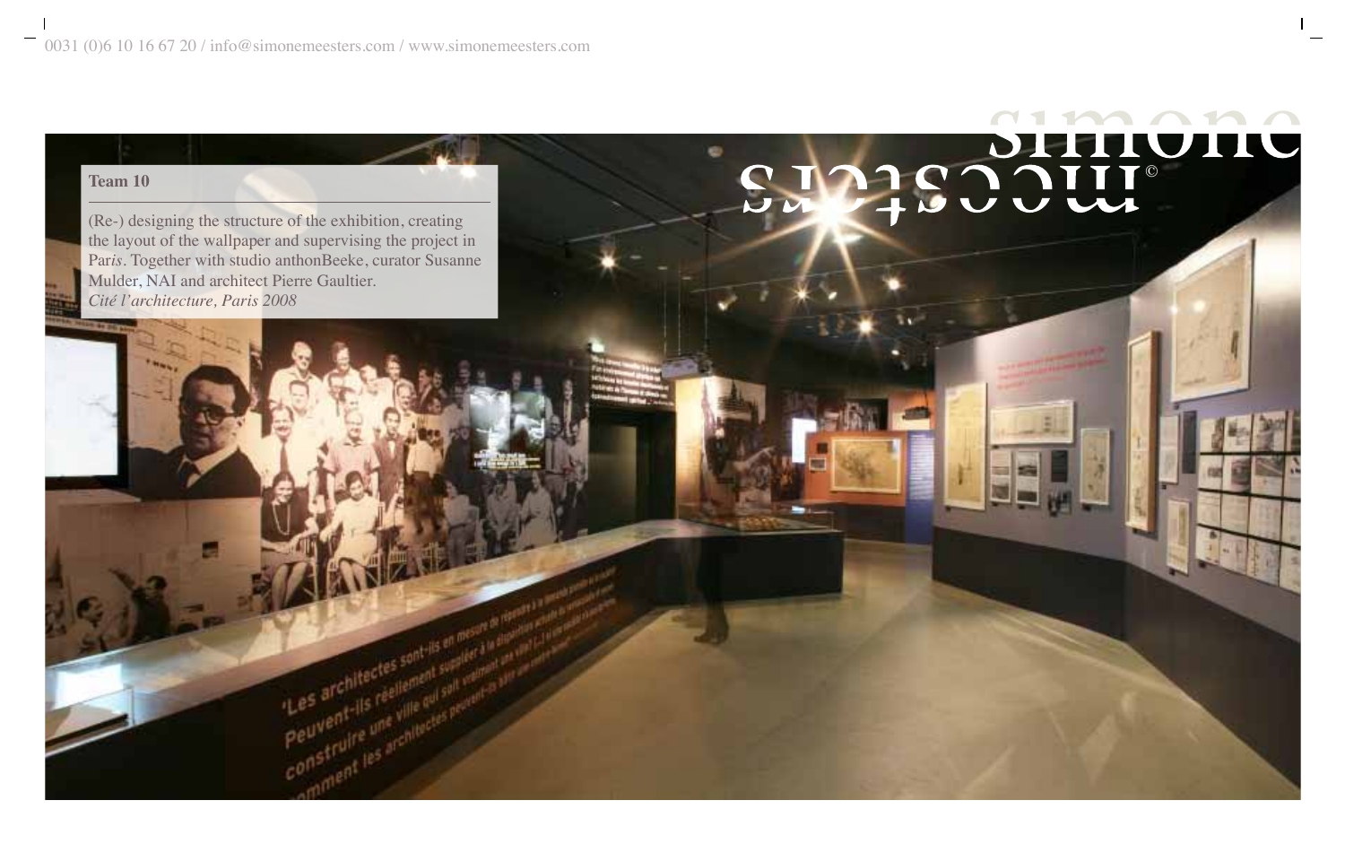**Team 10**

(Re-) designing the structure of the exhibition, creating the layout of the wallpaper and supervising the project in Paris. Together with studio anthonBeeke, curator Susanne Mulder, NAI and architect Pierre Gaultier.
*Cité l'architecture, Paris 2008*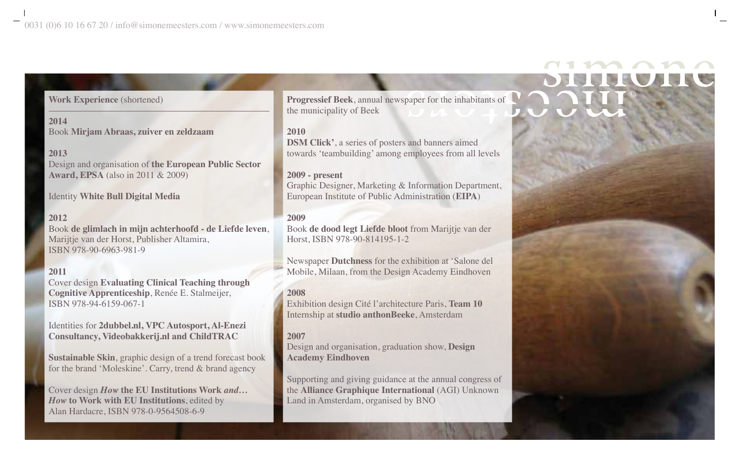0031 (0)6 10 16 67 20 / info@simonemeesters.com / www.simonemeesters.com

simone meesters©

**Work Experience** (shortened)

**2014**
Book **Mirjam Abraas, zuiver en zeldzaam**

**2013**
Design and organisation of **the European Public Sector Award, EPSA** (also in 2011 & 2009)

Identity **White Bull Digital Media**

**2012**
Book **de glimlach in mijn achterhoofd - de Liefde leven**, Marijtje van der Horst, Publisher Altamira, ISBN 978-90-6963-981-9

**2011**
Cover design **Evaluating Clinical Teaching through Cognitive Apprenticeship**, Renée E. Stalmeijer, ISBN 978-94-6159-067-1

Identities for **2dubbel.nl, VPC Autosport, Al-Enezi Consultancy, Videobakkerij.nl and ChildTRAC**

**Sustainable Skin**, graphic design of a trend forecast book for the brand 'Moleskine'. Carry, trend & brand agency

Cover design ***How* the EU Institutions Work *and… How* to Work with EU Institutions**, edited by Alan Hardacre, ISBN 978-0-9564508-6-9

**Progressief Beek**, annual newspaper for the inhabitants of the municipality of Beek

**2010**
**DSM Click'**, a series of posters and banners aimed towards 'teambuilding' among employees from all levels

**2009 - present**
Graphic Designer, Marketing & Information Department, European Institute of Public Administration (**EIPA**)

**2009**
Book **de dood legt Liefde bloot** from Marijtje van der Horst, ISBN 978-90-814195-1-2

Newspaper **Dutchness** for the exhibition at 'Salone del Mobile, Milaan, from the Design Academy Eindhoven

**2008**
Exhibition design Cité l'architecture Paris, **Team 10**
Internship at **studio anthonBeeke**, Amsterdam

**2007**
Design and organisation, graduation show, **Design Academy Eindhoven**

Supporting and giving guidance at the annual congress of the **Alliance Graphique International** (AGI) Unknown Land in Amsterdam, organised by BNO